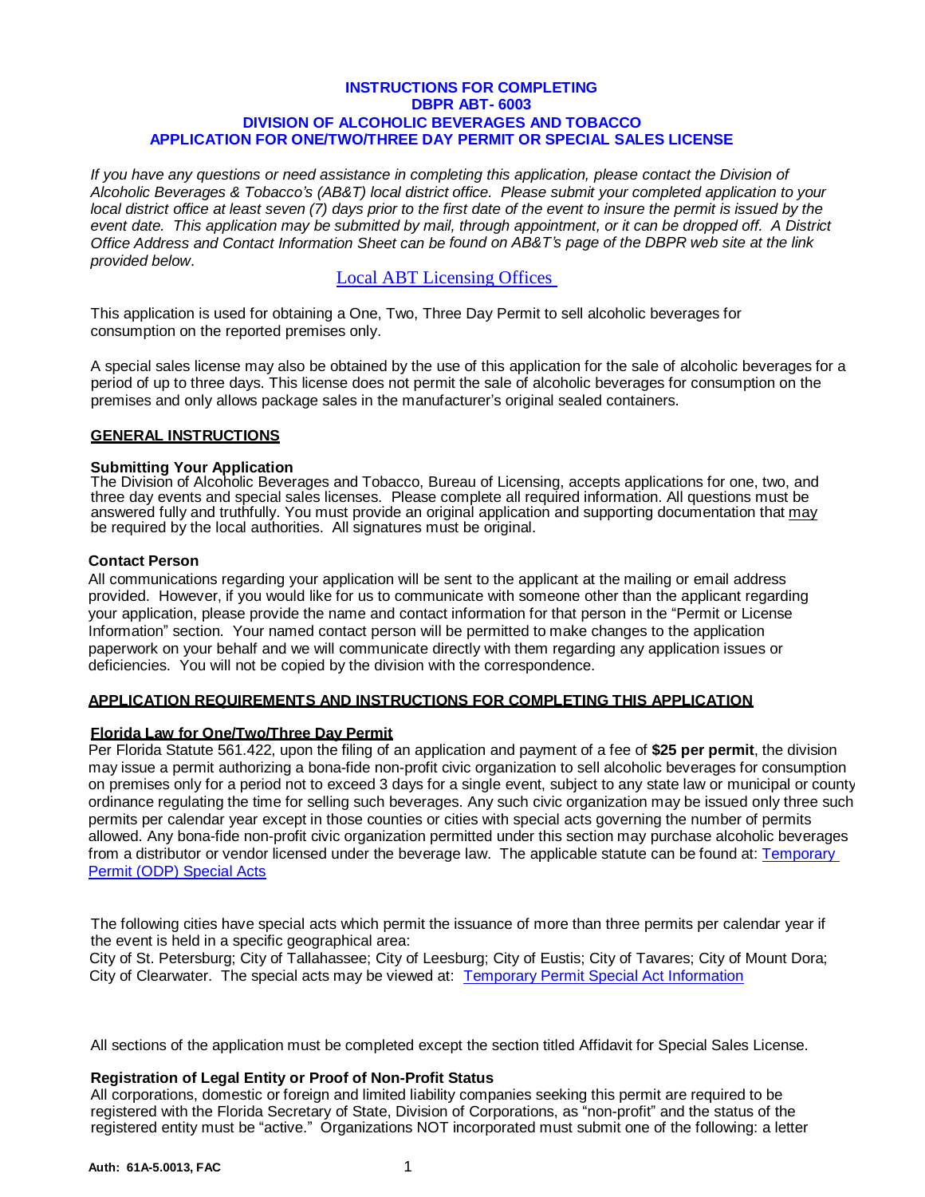# INSTRUCTIONS FOR COMPLETING
# DBPR ABT- 6003
# DIVISION OF ALCOHOLIC BEVERAGES AND TOBACCO
# APPLICATION FOR ONE/TWO/THREE DAY PERMIT OR SPECIAL SALES LICENSE

*If you have any questions or need assistance in completing this application, please contact the Division of Alcoholic Beverages & Tobacco's (AB&T) local district office. Please submit your completed application to your local district office at least seven (7) days prior to the first date of the event to insure the permit is issued by the event date. This application may be submitted by mail, through appointment, or it can be dropped off. A District Office Address and Contact Information Sheet can be found on AB&T's page of the DBPR web site at the link provided below.*

Local ABT Licensing Offices

This application is used for obtaining a One, Two, Three Day Permit to sell alcoholic beverages for consumption on the reported premises only.

A special sales license may also be obtained by the use of this application for the sale of alcoholic beverages for a period of up to three days. This license does not permit the sale of alcoholic beverages for consumption on the premises and only allows package sales in the manufacturer's original sealed containers.

## GENERAL INSTRUCTIONS

### Submitting Your Application

The Division of Alcoholic Beverages and Tobacco, Bureau of Licensing, accepts applications for one, two, and three day events and special sales licenses. Please complete all required information. All questions must be answered fully and truthfully. You must provide an original application and supporting documentation that may be required by the local authorities. All signatures must be original.

### Contact Person

All communications regarding your application will be sent to the applicant at the mailing or email address provided. However, if you would like for us to communicate with someone other than the applicant regarding your application, please provide the name and contact information for that person in the "Permit or License Information" section. Your named contact person will be permitted to make changes to the application paperwork on your behalf and we will communicate directly with them regarding any application issues or deficiencies. You will not be copied by the division with the correspondence.

## APPLICATION REQUIREMENTS AND INSTRUCTIONS FOR COMPLETING THIS APPLICATION

### Florida Law for One/Two/Three Day Permit

Per Florida Statute 561.422, upon the filing of an application and payment of a fee of **$25 per permit**, the division may issue a permit authorizing a bona-fide non-profit civic organization to sell alcoholic beverages for consumption on premises only for a period not to exceed 3 days for a single event, subject to any state law or municipal or county ordinance regulating the time for selling such beverages. Any such civic organization may be issued only three such permits per calendar year except in those counties or cities with special acts governing the number of permits allowed. Any bona-fide non-profit civic organization permitted under this section may purchase alcoholic beverages from a distributor or vendor licensed under the beverage law. The applicable statute can be found at: Temporary Permit (ODP) Special Acts

The following cities have special acts which permit the issuance of more than three permits per calendar year if the event is held in a specific geographical area:
City of St. Petersburg; City of Tallahassee; City of Leesburg; City of Eustis; City of Tavares; City of Mount Dora; City of Clearwater. The special acts may be viewed at: Temporary Permit Special Act Information

All sections of the application must be completed except the section titled Affidavit for Special Sales License.

### Registration of Legal Entity or Proof of Non-Profit Status

All corporations, domestic or foreign and limited liability companies seeking this permit are required to be registered with the Florida Secretary of State, Division of Corporations, as "non-profit" and the status of the registered entity must be "active." Organizations NOT incorporated must submit one of the following: a letter

Auth: 61A-5.0013, FAC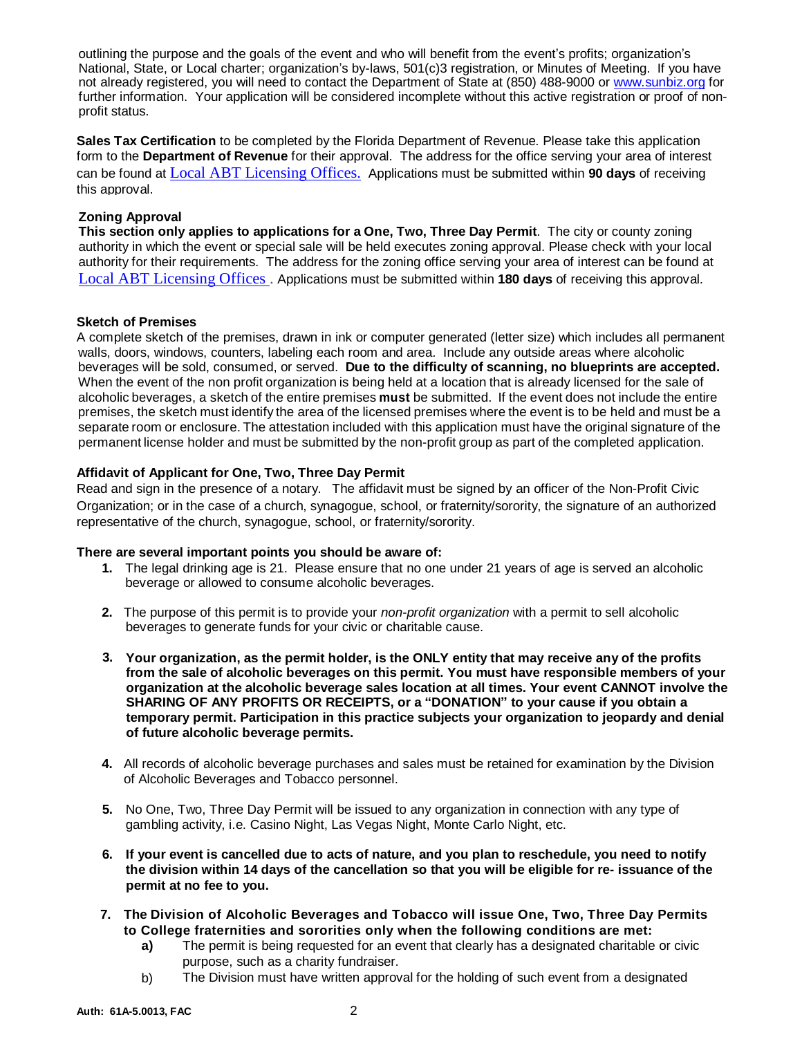outlining the purpose and the goals of the event and who will benefit from the event's profits; organization's National, State, or Local charter; organization's by-laws, 501(c)3 registration, or Minutes of Meeting. If you have not already registered, you will need to contact the Department of State at (850) 488-9000 or [www.sunbiz.org](http://www.sunbiz.org) for further information. Your application will be considered incomplete without this active registration or proof of non-profit status.

**Sales Tax Certification** to be completed by the Florida Department of Revenue. Please take this application form to the **Department of Revenue** for their approval. The address for the office serving your area of interest can be found at Local ABT Licensing Offices. Applications must be submitted within **90 days** of receiving this approval.

**Zoning Approval**

**This section only applies to applications for a One, Two, Three Day Permit**. The city or county zoning authority in which the event or special sale will be held executes zoning approval. Please check with your local authority for their requirements. The address for the zoning office serving your area of interest can be found at Local ABT Licensing Offices . Applications must be submitted within **180 days** of receiving this approval.

**Sketch of Premises**

A complete sketch of the premises, drawn in ink or computer generated (letter size) which includes all permanent walls, doors, windows, counters, labeling each room and area. Include any outside areas where alcoholic beverages will be sold, consumed, or served. **Due to the difficulty of scanning, no blueprints are accepted.** When the event of the non profit organization is being held at a location that is already licensed for the sale of alcoholic beverages, a sketch of the entire premises **must** be submitted. If the event does not include the entire premises, the sketch must identify the area of the licensed premises where the event is to be held and must be a separate room or enclosure. The attestation included with this application must have the original signature of the permanent license holder and must be submitted by the non-profit group as part of the completed application.

**Affidavit of Applicant for One, Two, Three Day Permit**

Read and sign in the presence of a notary. The affidavit must be signed by an officer of the Non-Profit Civic Organization; or in the case of a church, synagogue, school, or fraternity/sorority, the signature of an authorized representative of the church, synagogue, school, or fraternity/sorority.

**There are several important points you should be aware of:**

1. The legal drinking age is 21. Please ensure that no one under 21 years of age is served an alcoholic beverage or allowed to consume alcoholic beverages.
2. The purpose of this permit is to provide your *non-profit organization* with a permit to sell alcoholic beverages to generate funds for your civic or charitable cause.
3. **Your organization, as the permit holder, is the ONLY entity that may receive any of the profits from the sale of alcoholic beverages on this permit. You must have responsible members of your organization at the alcoholic beverage sales location at all times. Your event CANNOT involve the SHARING OF ANY PROFITS OR RECEIPTS, or a "DONATION" to your cause if you obtain a temporary permit. Participation in this practice subjects your organization to jeopardy and denial of future alcoholic beverage permits.**
4. All records of alcoholic beverage purchases and sales must be retained for examination by the Division of Alcoholic Beverages and Tobacco personnel.
5. No One, Two, Three Day Permit will be issued to any organization in connection with any type of gambling activity, i.e. Casino Night, Las Vegas Night, Monte Carlo Night, etc.
6. **If your event is cancelled due to acts of nature, and you plan to reschedule, you need to notify the division within 14 days of the cancellation so that you will be eligible for re- issuance of the permit at no fee to you.**
7. **The Division of Alcoholic Beverages and Tobacco will issue One, Two, Three Day Permits to College fraternities and sororities only when the following conditions are met:**
   - **a)** The permit is being requested for an event that clearly has a designated charitable or civic purpose, such as a charity fundraiser.
   - b) The Division must have written approval for the holding of such event from a designated

Auth: 61A-5.0013, FAC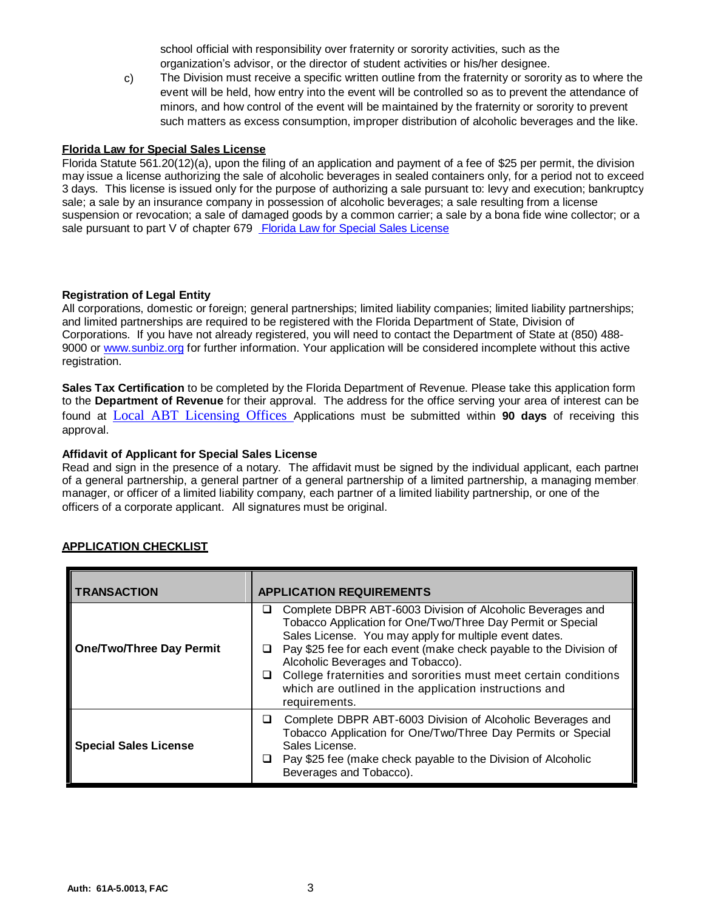school official with responsibility over fraternity or sorority activities, such as the organization's advisor, or the director of student activities or his/her designee.

c) The Division must receive a specific written outline from the fraternity or sorority as to where the event will be held, how entry into the event will be controlled so as to prevent the attendance of minors, and how control of the event will be maintained by the fraternity or sorority to prevent such matters as excess consumption, improper distribution of alcoholic beverages and the like.

**Florida Law for Special Sales License**

Florida Statute 561.20(12)(a), upon the filing of an application and payment of a fee of $25 per permit, the division may issue a license authorizing the sale of alcoholic beverages in sealed containers only, for a period not to exceed 3 days. This license is issued only for the purpose of authorizing a sale pursuant to: levy and execution; bankruptcy sale; a sale by an insurance company in possession of alcoholic beverages; a sale resulting from a license suspension or revocation; a sale of damaged goods by a common carrier; a sale by a bona fide wine collector; or a sale pursuant to part V of chapter 679 Florida Law for Special Sales License

**Registration of Legal Entity**

All corporations, domestic or foreign; general partnerships; limited liability companies; limited liability partnerships; and limited partnerships are required to be registered with the Florida Department of State, Division of Corporations. If you have not already registered, you will need to contact the Department of State at (850) 488-9000 or www.sunbiz.org for further information. Your application will be considered incomplete without this active registration.

**Sales Tax Certification** to be completed by the Florida Department of Revenue. Please take this application form to the **Department of Revenue** for their approval. The address for the office serving your area of interest can be found at Local ABT Licensing Offices Applications must be submitted within **90 days** of receiving this approval.

**Affidavit of Applicant for Special Sales License**

Read and sign in the presence of a notary. The affidavit must be signed by the individual applicant, each partner of a general partnership, a general partner of a general partnership of a limited partnership, a managing member, manager, or officer of a limited liability company, each partner of a limited liability partnership, or one of the officers of a corporate applicant. All signatures must be original.

**APPLICATION CHECKLIST**

| TRANSACTION | APPLICATION REQUIREMENTS |
|---|---|
| **One/Two/Three Day Permit** | ❑ Complete DBPR ABT-6003 Division of Alcoholic Beverages and Tobacco Application for One/Two/Three Day Permit or Special Sales License. You may apply for multiple event dates.<br>❑ Pay $25 fee for each event (make check payable to the Division of Alcoholic Beverages and Tobacco).<br>❑ College fraternities and sororities must meet certain conditions which are outlined in the application instructions and requirements. |
| **Special Sales License** | ❑ Complete DBPR ABT-6003 Division of Alcoholic Beverages and Tobacco Application for One/Two/Three Day Permits or Special Sales License.<br>❑ Pay $25 fee (make check payable to the Division of Alcoholic Beverages and Tobacco). |

Auth: 61A-5.0013, FAC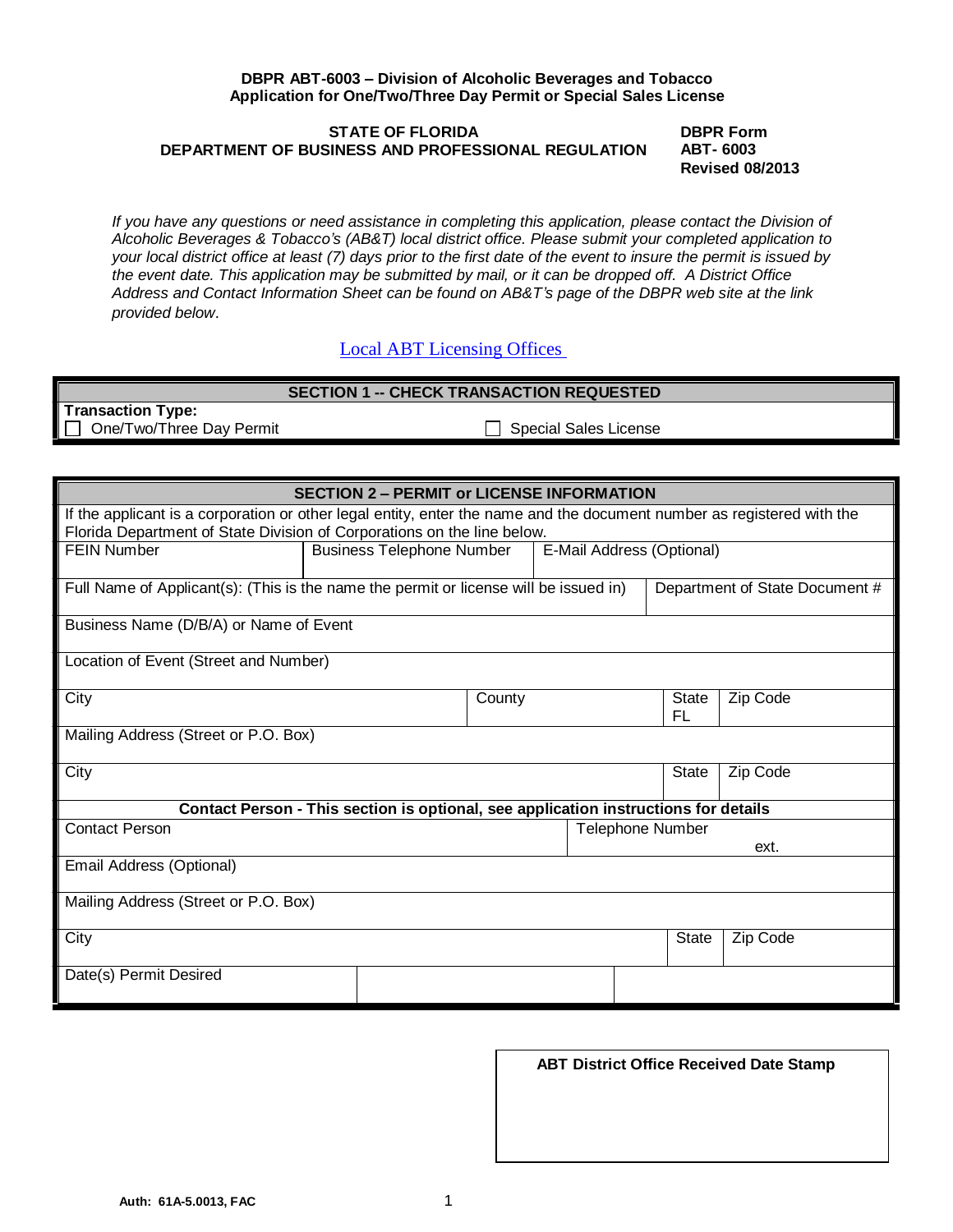**DBPR ABT-6003 – Division of Alcoholic Beverages and Tobacco**
**Application for One/Two/Three Day Permit or Special Sales License**

**STATE OF FLORIDA**
**DEPARTMENT OF BUSINESS AND PROFESSIONAL REGULATION**

**DBPR Form**
**ABT- 6003**
**Revised 08/2013**

*If you have any questions or need assistance in completing this application, please contact the Division of Alcoholic Beverages & Tobacco's (AB&T) local district office. Please submit your completed application to your local district office at least (7) days prior to the first date of the event to insure the permit is issued by the event date. This application may be submitted by mail, or it can be dropped off. A District Office Address and Contact Information Sheet can be found on AB&T's page of the DBPR web site at the link provided below.*

Local ABT Licensing Offices

## SECTION 1 -- CHECK TRANSACTION REQUESTED

**Transaction Type:**

☐ One/Two/Three Day Permit ☐ Special Sales License

## SECTION 2 – PERMIT or LICENSE INFORMATION

If the applicant is a corporation or other legal entity, enter the name and the document number as registered with the Florida Department of State Division of Corporations on the line below.

| FEIN Number | Business Telephone Number | E-Mail Address (Optional) | |
|---|---|---|---|
| Full Name of Applicant(s): (This is the name the permit or license will be issued in) | | | Department of State Document # |
| Business Name (D/B/A) or Name of Event | | | |
| Location of Event (Street and Number) | | | |
| City | County | State FL | Zip Code |
| Mailing Address (Street or P.O. Box) | | | |
| City | | State | Zip Code |

**Contact Person - This section is optional, see application instructions for details**

| Contact Person | | Telephone Number ext. | |
|---|---|---|---|
| Email Address (Optional) | | | |
| Mailing Address (Street or P.O. Box) | | | |
| City | | State | Zip Code |
| Date(s) Permit Desired | | | |

**ABT District Office Received Date Stamp**

**Auth: 61A-5.0013, FAC**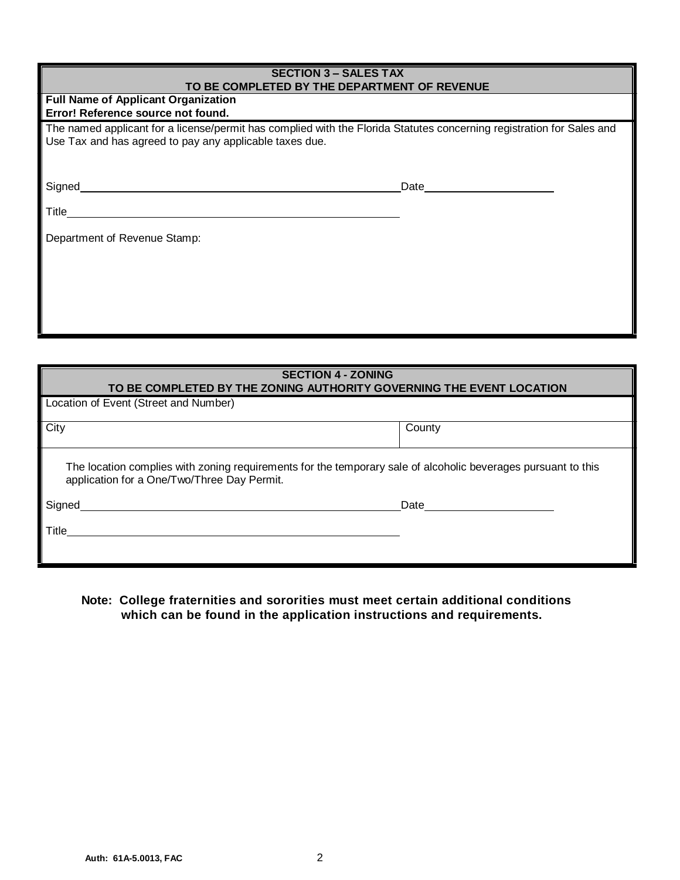| SECTION 3 – SALES TAX<br>TO BE COMPLETED BY THE DEPARTMENT OF REVENUE |
|---|
| **Full Name of Applicant Organization**<br>**Error! Reference source not found.** |
| The named applicant for a license/permit has complied with the Florida Statutes concerning registration for Sales and Use Tax and has agreed to pay any applicable taxes due.<br><br>Signed\_\_\_\_\_\_\_\_\_\_\_\_\_\_\_\_\_\_\_\_\_\_\_\_\_\_\_\_\_\_\_\_\_\_\_\_\_\_\_\_ Date\_\_\_\_\_\_\_\_\_\_\_\_\_\_\_\_\_\_\_\_<br><br>Title\_\_\_\_\_\_\_\_\_\_\_\_\_\_\_\_\_\_\_\_\_\_\_\_\_\_\_\_\_\_\_\_\_\_\_\_\_\_\_\_<br><br>Department of Revenue Stamp: |

| SECTION 4 - ZONING<br>TO BE COMPLETED BY THE ZONING AUTHORITY GOVERNING THE EVENT LOCATION | |
|---|---|
| Location of Event (Street and Number) | |
| City | County |
| The location complies with zoning requirements for the temporary sale of alcoholic beverages pursuant to this application for a One/Two/Three Day Permit.<br><br>Signed\_\_\_\_\_\_\_\_\_\_\_\_\_\_\_\_\_\_\_\_\_\_\_\_\_\_\_\_\_\_\_\_\_\_\_\_\_\_\_\_ Date\_\_\_\_\_\_\_\_\_\_\_\_\_\_\_\_\_\_\_\_<br><br>Title\_\_\_\_\_\_\_\_\_\_\_\_\_\_\_\_\_\_\_\_\_\_\_\_\_\_\_\_\_\_\_\_\_\_\_\_\_\_\_\_ | |

**Note: College fraternities and sororities must meet certain additional conditions which can be found in the application instructions and requirements.**

**Auth: 61A-5.0013, FAC**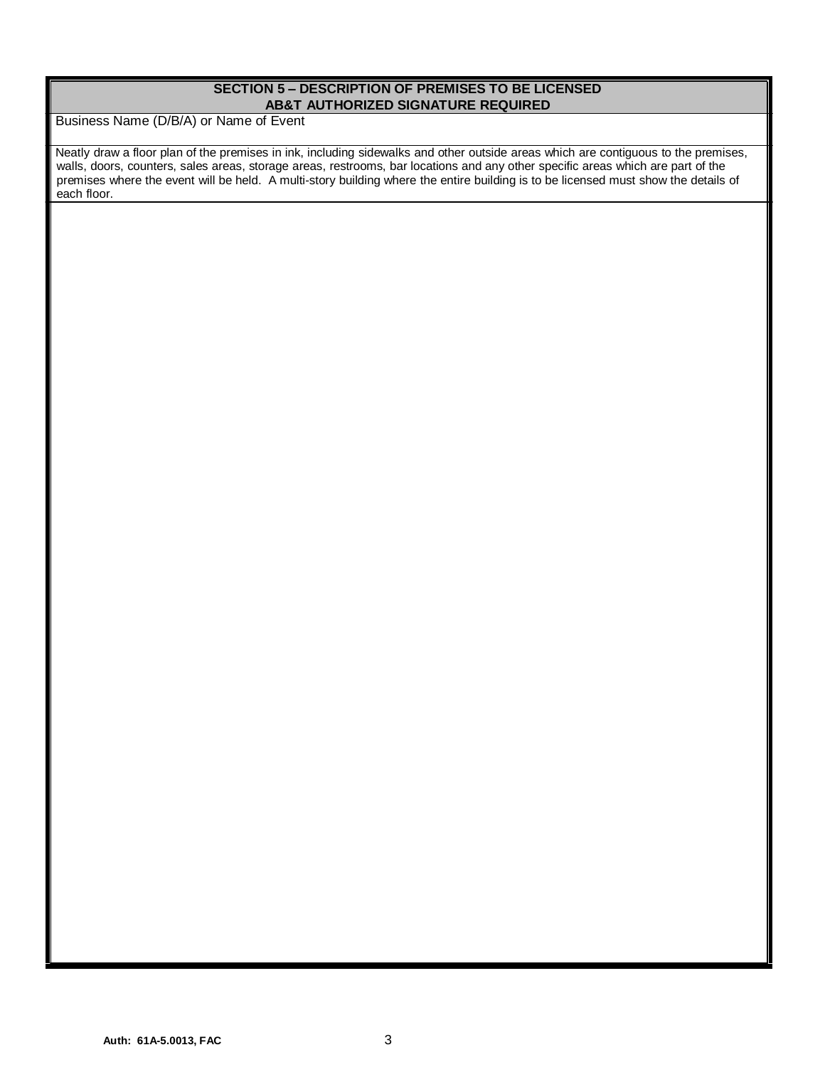## SECTION 5 – DESCRIPTION OF PREMISES TO BE LICENSED
## AB&T AUTHORIZED SIGNATURE REQUIRED

Business Name (D/B/A) or Name of Event

Neatly draw a floor plan of the premises in ink, including sidewalks and other outside areas which are contiguous to the premises, walls, doors, counters, sales areas, storage areas, restrooms, bar locations and any other specific areas which are part of the premises where the event will be held. A multi-story building where the entire building is to be licensed must show the details of each floor.

**Auth: 61A-5.0013, FAC**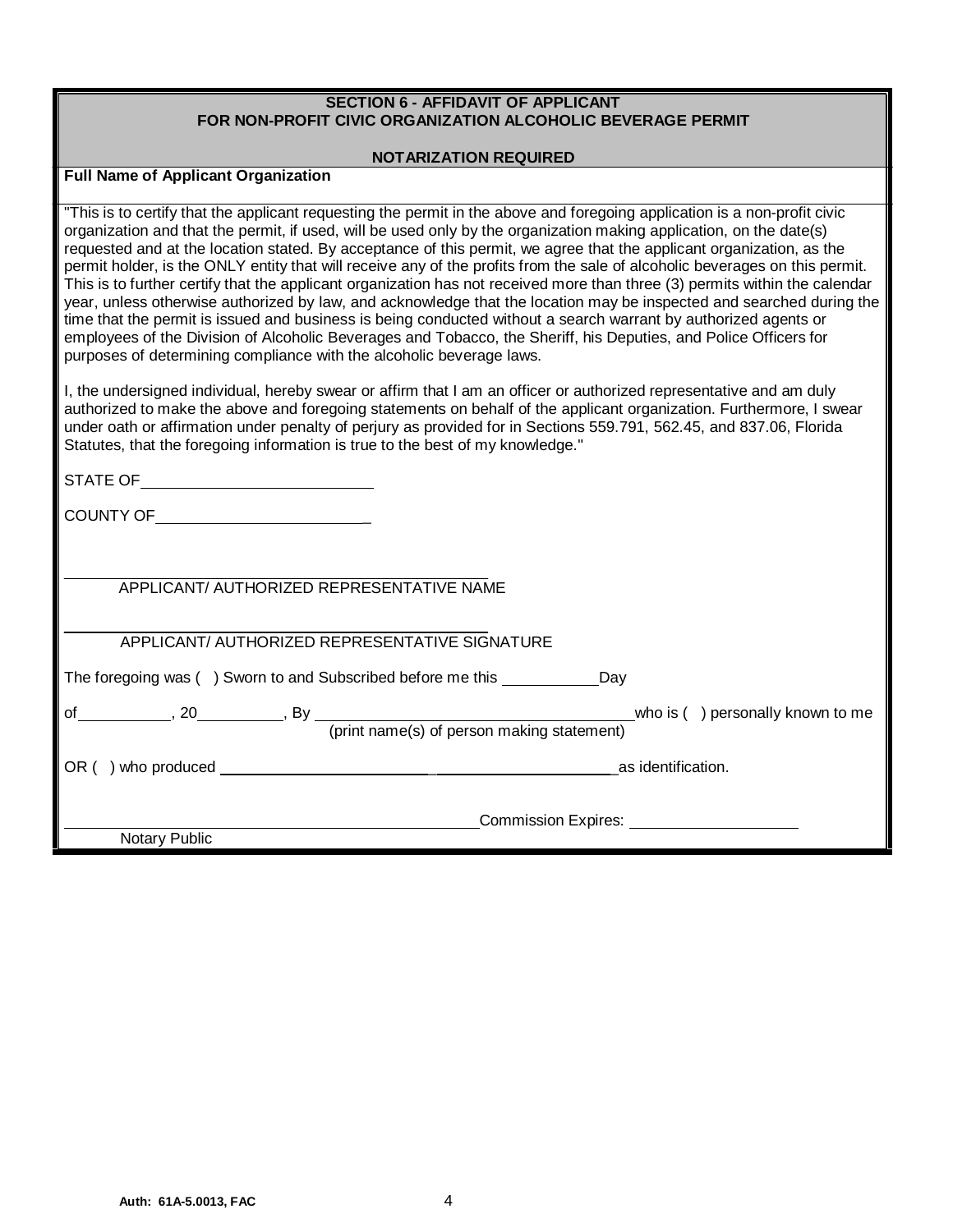## SECTION 6 - AFFIDAVIT OF APPLICANT
## FOR NON-PROFIT CIVIC ORGANIZATION ALCOHOLIC BEVERAGE PERMIT

**NOTARIZATION REQUIRED**

**Full Name of Applicant Organization**

"This is to certify that the applicant requesting the permit in the above and foregoing application is a non-profit civic organization and that the permit, if used, will be used only by the organization making application, on the date(s) requested and at the location stated. By acceptance of this permit, we agree that the applicant organization, as the permit holder, is the ONLY entity that will receive any of the profits from the sale of alcoholic beverages on this permit. This is to further certify that the applicant organization has not received more than three (3) permits within the calendar year, unless otherwise authorized by law, and acknowledge that the location may be inspected and searched during the time that the permit is issued and business is being conducted without a search warrant by authorized agents or employees of the Division of Alcoholic Beverages and Tobacco, the Sheriff, his Deputies, and Police Officers for purposes of determining compliance with the alcoholic beverage laws.

I, the undersigned individual, hereby swear or affirm that I am an officer or authorized representative and am duly authorized to make the above and foregoing statements on behalf of the applicant organization. Furthermore, I swear under oath or affirmation under penalty of perjury as provided for in Sections 559.791, 562.45, and 837.06, Florida Statutes, that the foregoing information is true to the best of my knowledge."

STATE OF ____________________________

COUNTY OF __________________________

_______________________________________________
APPLICANT/ AUTHORIZED REPRESENTATIVE NAME

_______________________________________________
APPLICANT/ AUTHORIZED REPRESENTATIVE SIGNATURE

The foregoing was ( ) Sworn to and Subscribed before me this ____________ Day

of ___________, 20__________, By ______________________________________ who is ( ) personally known to me
(print name(s) of person making statement)

OR ( ) who produced ______________________________________________ as identification.

_______________________________________________ Commission Expires: ____________________
Notary Public

Auth: 61A-5.0013, FAC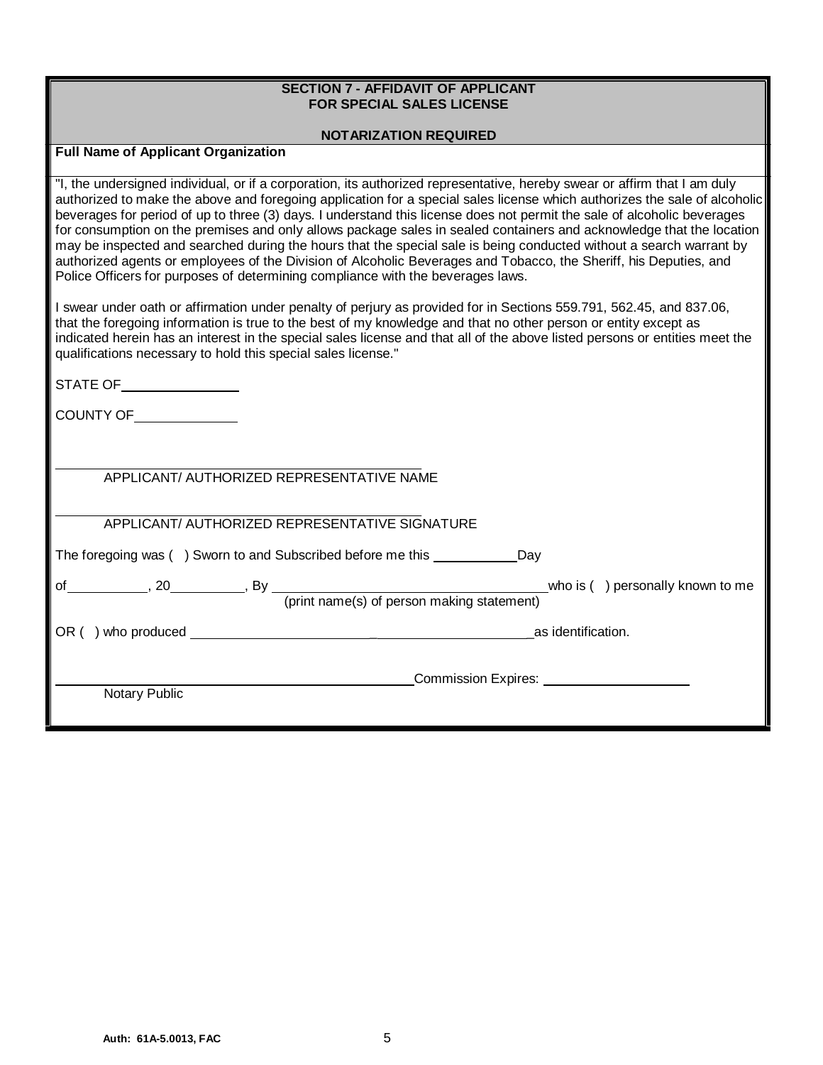## SECTION 7 - AFFIDAVIT OF APPLICANT FOR SPECIAL SALES LICENSE

**NOTARIZATION REQUIRED**

**Full Name of Applicant Organization**

"I, the undersigned individual, or if a corporation, its authorized representative, hereby swear or affirm that I am duly authorized to make the above and foregoing application for a special sales license which authorizes the sale of alcoholic beverages for period of up to three (3) days. I understand this license does not permit the sale of alcoholic beverages for consumption on the premises and only allows package sales in sealed containers and acknowledge that the location may be inspected and searched during the hours that the special sale is being conducted without a search warrant by authorized agents or employees of the Division of Alcoholic Beverages and Tobacco, the Sheriff, his Deputies, and Police Officers for purposes of determining compliance with the beverages laws.

I swear under oath or affirmation under penalty of perjury as provided for in Sections 559.791, 562.45, and 837.06, that the foregoing information is true to the best of my knowledge and that no other person or entity except as indicated herein has an interest in the special sales license and that all of the above listed persons or entities meet the qualifications necessary to hold this special sales license."

STATE OF ________________

COUNTY OF ______________

_____________________________________________
APPLICANT/ AUTHORIZED REPRESENTATIVE NAME

_____________________________________________
APPLICANT/ AUTHORIZED REPRESENTATIVE SIGNATURE

The foregoing was ( ) Sworn to and Subscribed before me this ___________ Day

of __________, 20 _________, By _____________________________________ who is ( ) personally known to me
(print name(s) of person making statement)

OR ( ) who produced _______________________________________________ as identification.

_____________________________________________ Commission Expires: ____________________
Notary Public

Auth: 61A-5.0013, FAC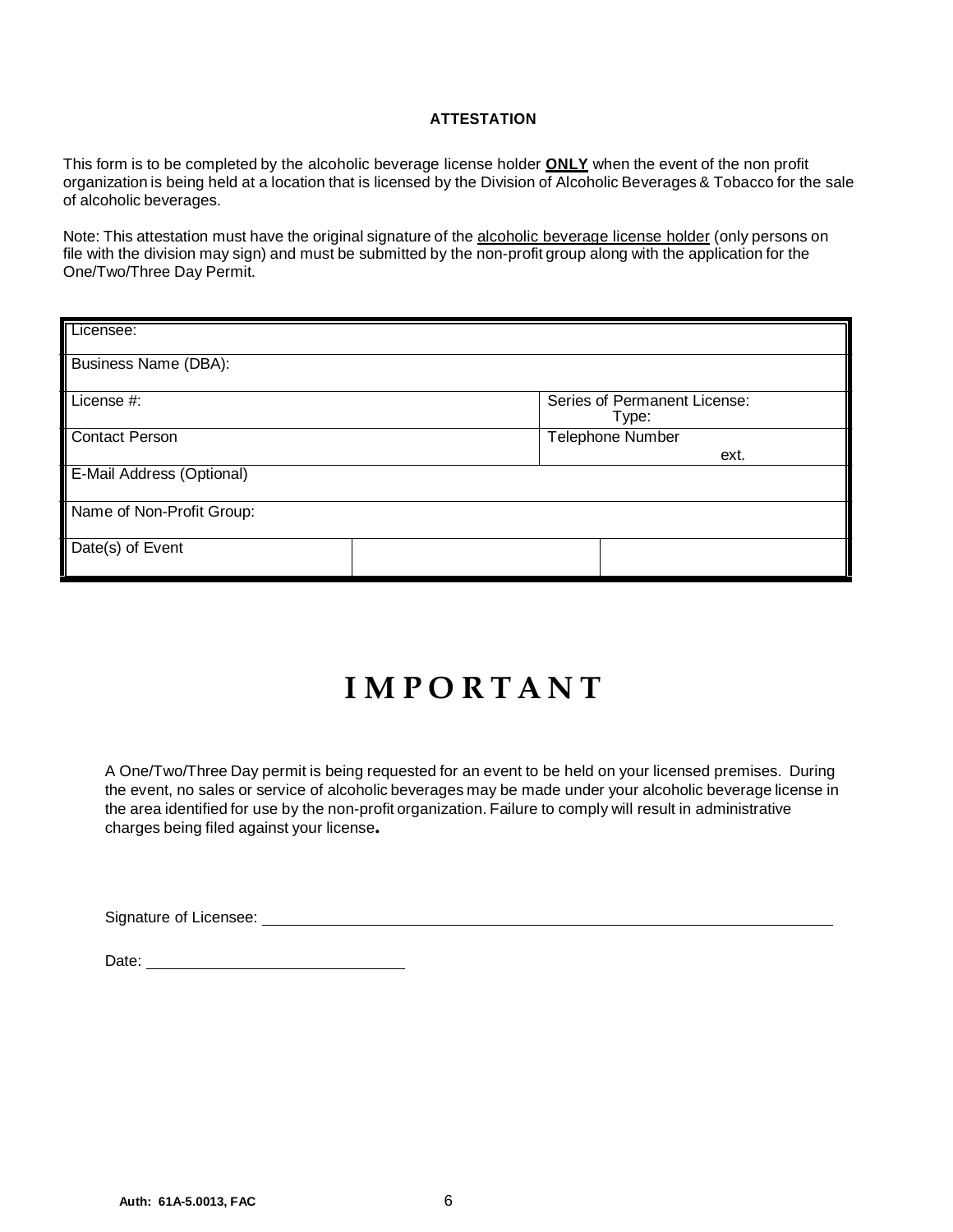## ATTESTATION

This form is to be completed by the alcoholic beverage license holder **ONLY** when the event of the non profit organization is being held at a location that is licensed by the Division of Alcoholic Beverages & Tobacco for the sale of alcoholic beverages.

Note: This attestation must have the original signature of the alcoholic beverage license holder (only persons on file with the division may sign) and must be submitted by the non-profit group along with the application for the One/Two/Three Day Permit.

| | | |
|---|---|---|
| Licensee: | | |
| Business Name (DBA): | | |
| License #: | Series of Permanent License: Type: | |
| Contact Person | Telephone Number ext. | |
| E-Mail Address (Optional) | | |
| Name of Non-Profit Group: | | |
| Date(s) of Event | | |

# IMPORTANT

A One/Two/Three Day permit is being requested for an event to be held on your licensed premises. During the event, no sales or service of alcoholic beverages may be made under your alcoholic beverage license in the area identified for use by the non-profit organization. Failure to comply will result in administrative charges being filed against your license.

Signature of Licensee: ______________________________

Date: ______________________

Auth: 61A-5.0013, FAC